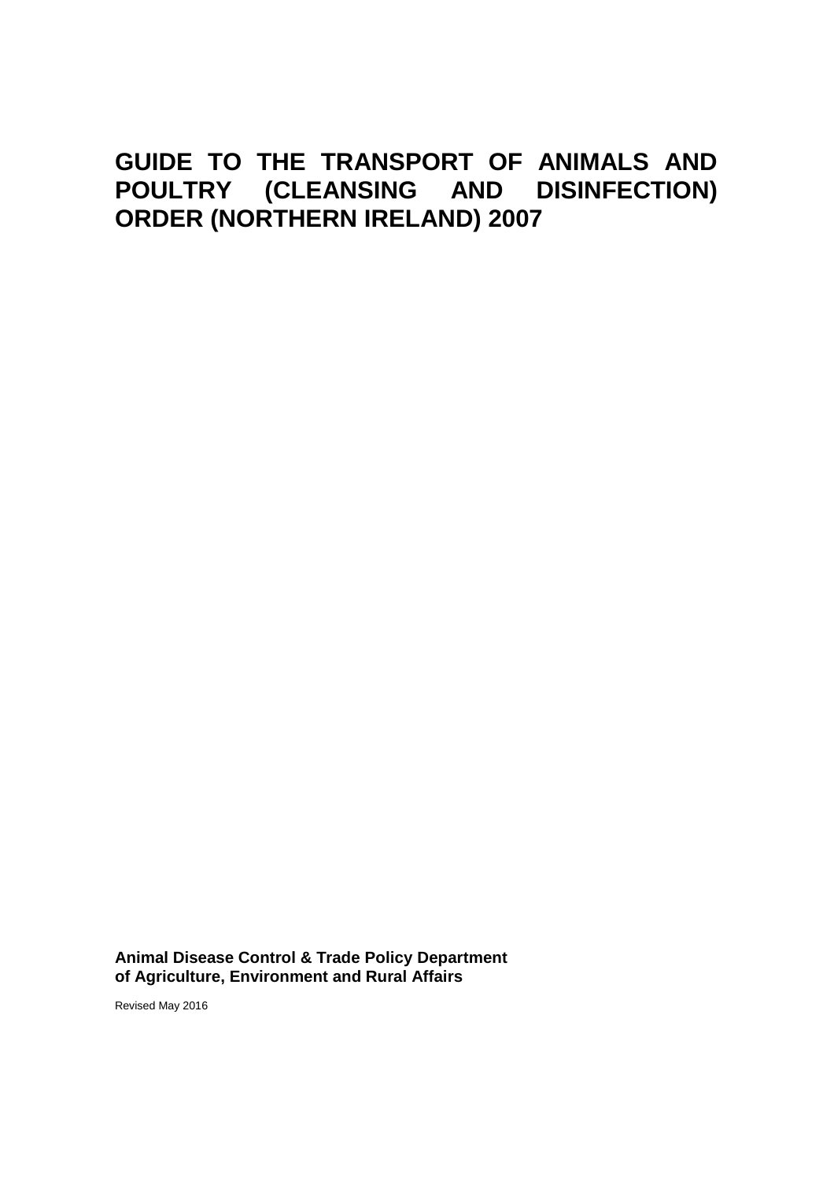# GUIDE TO THE TRANSPORT OF ANIMALS AND POULTRY (CLEANSING AND DISINFECTION) ORDER (NORTHERN IRELAND) 2007

**Animal Disease Control & Trade Policy Department of Agriculture, Environment and Rural Affairs**

Revised May 2016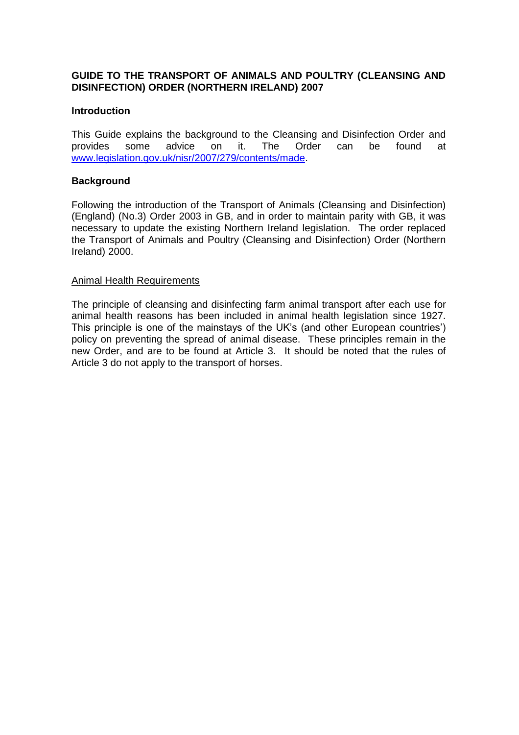# GUIDE TO THE TRANSPORT OF ANIMALS AND POULTRY (CLEANSING AND DISINFECTION) ORDER (NORTHERN IRELAND) 2007

## Introduction

This Guide explains the background to the Cleansing and Disinfection Order and provides some advice on it. The Order can be found at [www.legislation.gov.uk/nisr/2007/279/contents/made](http://www.legislation.gov.uk/nisr/2007/279/contents/made).

## Background

Following the introduction of the Transport of Animals (Cleansing and Disinfection) (England) (No.3) Order 2003 in GB, and in order to maintain parity with GB, it was necessary to update the existing Northern Ireland legislation. The order replaced the Transport of Animals and Poultry (Cleansing and Disinfection) Order (Northern Ireland) 2000.

### Animal Health Requirements

The principle of cleansing and disinfecting farm animal transport after each use for animal health reasons has been included in animal health legislation since 1927. This principle is one of the mainstays of the UK's (and other European countries') policy on preventing the spread of animal disease. These principles remain in the new Order, and are to be found at Article 3. It should be noted that the rules of Article 3 do not apply to the transport of horses.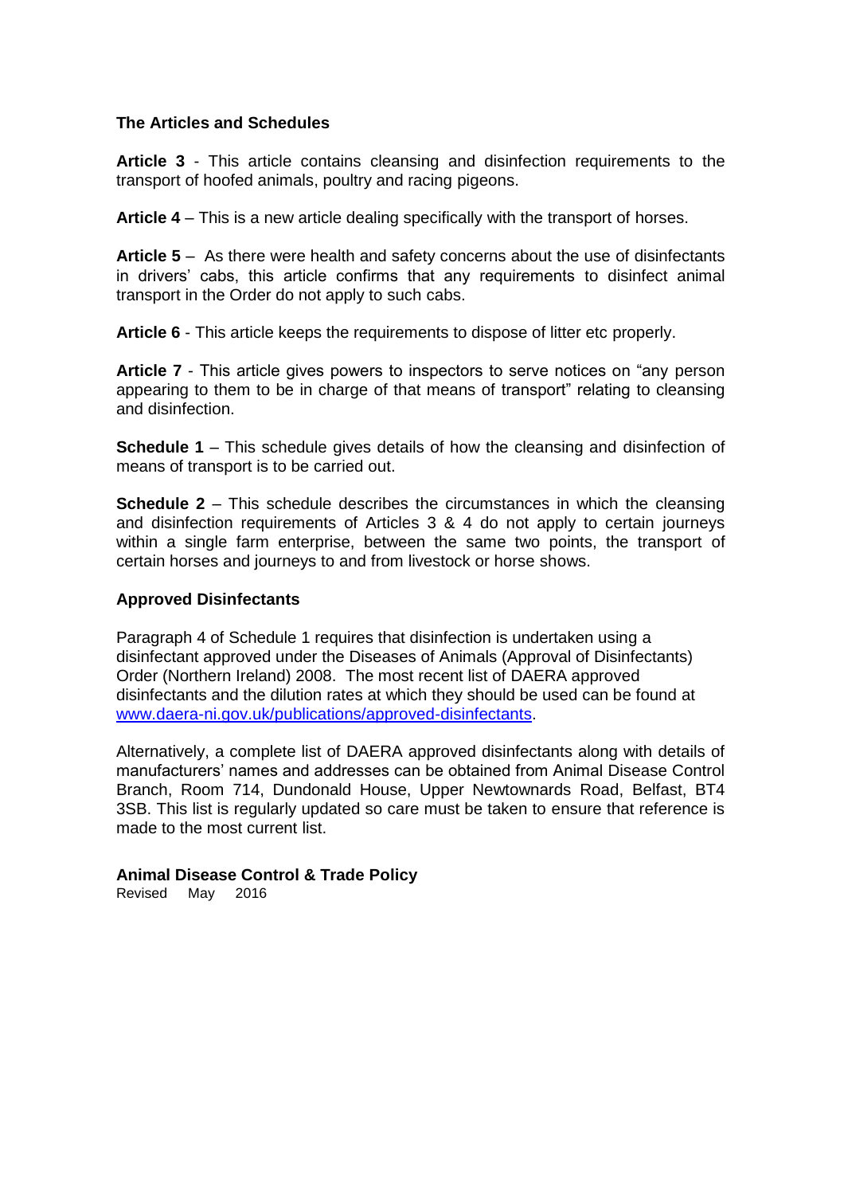### The Articles and Schedules

**Article 3** - This article contains cleansing and disinfection requirements to the transport of hoofed animals, poultry and racing pigeons.

**Article 4** – This is a new article dealing specifically with the transport of horses.

**Article 5** – As there were health and safety concerns about the use of disinfectants in drivers' cabs, this article confirms that any requirements to disinfect animal transport in the Order do not apply to such cabs.

**Article 6** - This article keeps the requirements to dispose of litter etc properly.

**Article 7** - This article gives powers to inspectors to serve notices on "any person appearing to them to be in charge of that means of transport" relating to cleansing and disinfection.

**Schedule 1** – This schedule gives details of how the cleansing and disinfection of means of transport is to be carried out.

**Schedule 2** – This schedule describes the circumstances in which the cleansing and disinfection requirements of Articles 3 & 4 do not apply to certain journeys within a single farm enterprise, between the same two points, the transport of certain horses and journeys to and from livestock or horse shows.

### Approved Disinfectants

Paragraph 4 of Schedule 1 requires that disinfection is undertaken using a disinfectant approved under the Diseases of Animals (Approval of Disinfectants) Order (Northern Ireland) 2008. The most recent list of DAERA approved disinfectants and the dilution rates at which they should be used can be found at [www.daera-ni.gov.uk/publications/approved-disinfectants](www.daera-ni.gov.uk/publications/approved-disinfectants).

Alternatively, a complete list of DAERA approved disinfectants along with details of manufacturers' names and addresses can be obtained from Animal Disease Control Branch, Room 714, Dundonald House, Upper Newtownards Road, Belfast, BT4 3SB. This list is regularly updated so care must be taken to ensure that reference is made to the most current list.

**Animal Disease Control & Trade Policy**
Revised May 2016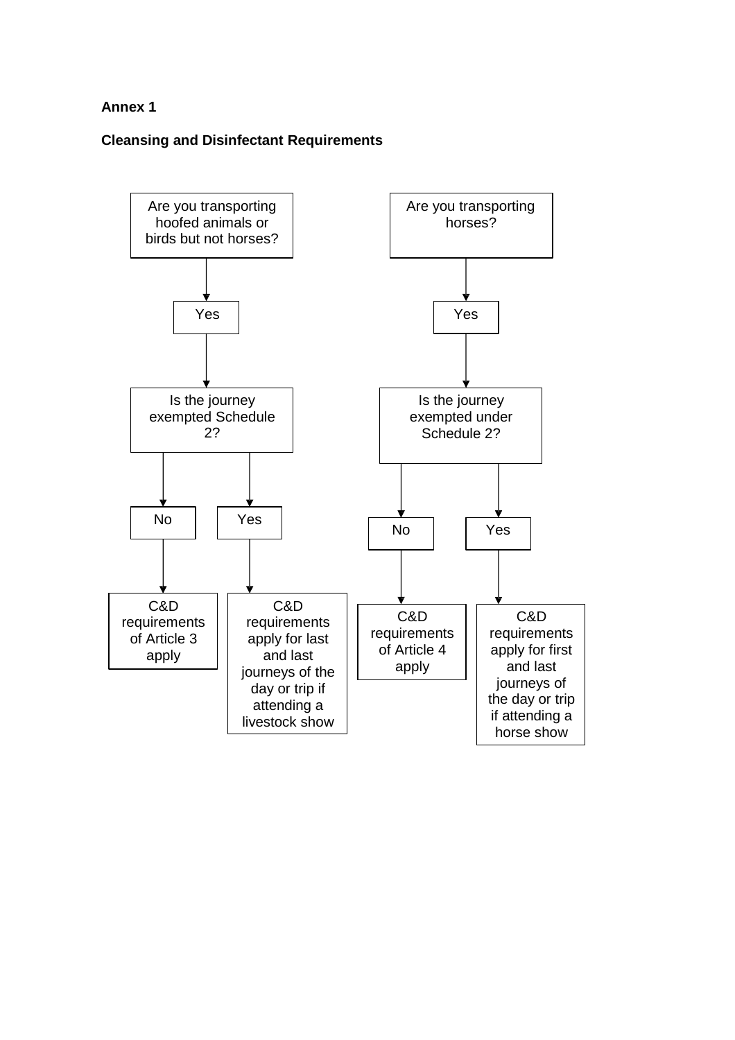**Annex 1**

**Cleansing and Disinfectant Requirements**

Are you transporting hoofed animals or birds but not horses?

- Yes
  - Is the journey exempted Schedule 2?
    - No → C&D requirements of Article 3 apply
    - Yes → C&D requirements apply for last and last journeys of the day or trip if attending a livestock show

Are you transporting horses?

- Yes
  - Is the journey exempted under Schedule 2?
    - No → C&D requirements of Article 4 apply
    - Yes → C&D requirements apply for first and last journeys of the day or trip if attending a horse show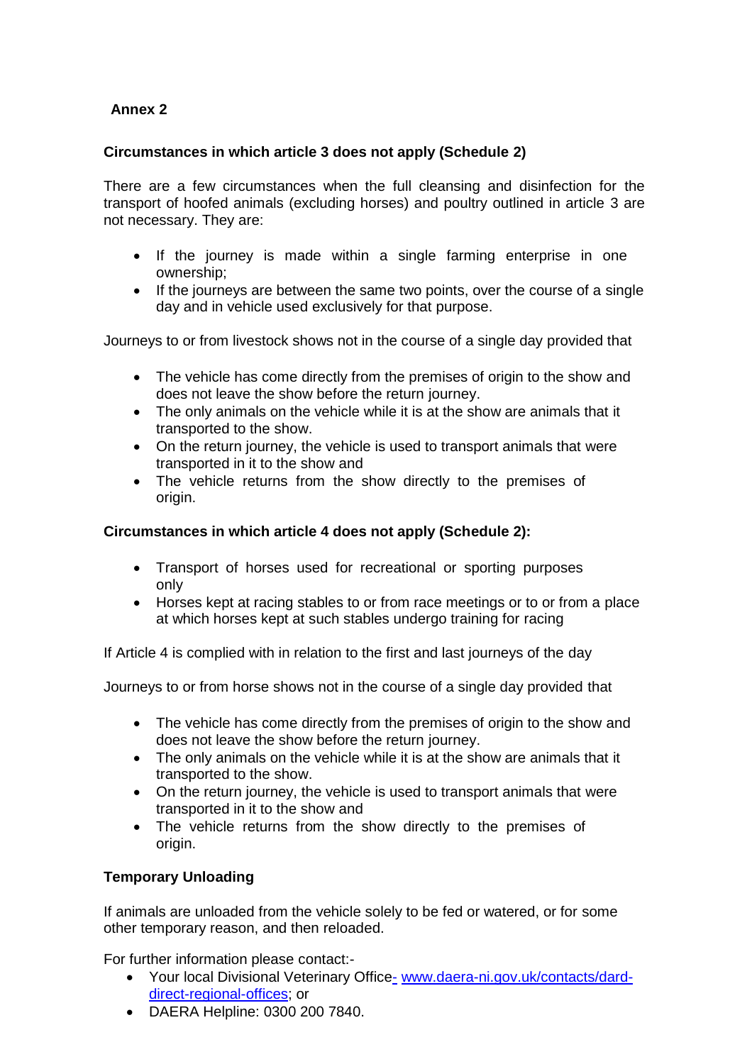## Annex 2

### Circumstances in which article 3 does not apply (Schedule 2)

There are a few circumstances when the full cleansing and disinfection for the transport of hoofed animals (excluding horses) and poultry outlined in article 3 are not necessary. They are:

- If the journey is made within a single farming enterprise in one ownership;
- If the journeys are between the same two points, over the course of a single day and in vehicle used exclusively for that purpose.

Journeys to or from livestock shows not in the course of a single day provided that

- The vehicle has come directly from the premises of origin to the show and does not leave the show before the return journey.
- The only animals on the vehicle while it is at the show are animals that it transported to the show.
- On the return journey, the vehicle is used to transport animals that were transported in it to the show and
- The vehicle returns from the show directly to the premises of origin.

### Circumstances in which article 4 does not apply (Schedule 2):

- Transport of horses used for recreational or sporting purposes only
- Horses kept at racing stables to or from race meetings or to or from a place at which horses kept at such stables undergo training for racing

If Article 4 is complied with in relation to the first and last journeys of the day

Journeys to or from horse shows not in the course of a single day provided that

- The vehicle has come directly from the premises of origin to the show and does not leave the show before the return journey.
- The only animals on the vehicle while it is at the show are animals that it transported to the show.
- On the return journey, the vehicle is used to transport animals that were transported in it to the show and
- The vehicle returns from the show directly to the premises of origin.

### Temporary Unloading

If animals are unloaded from the vehicle solely to be fed or watered, or for some other temporary reason, and then reloaded.

For further information please contact:-

- Your local Divisional Veterinary Office- www.daera-ni.gov.uk/contacts/dard-direct-regional-offices; or
- DAERA Helpline: 0300 200 7840.